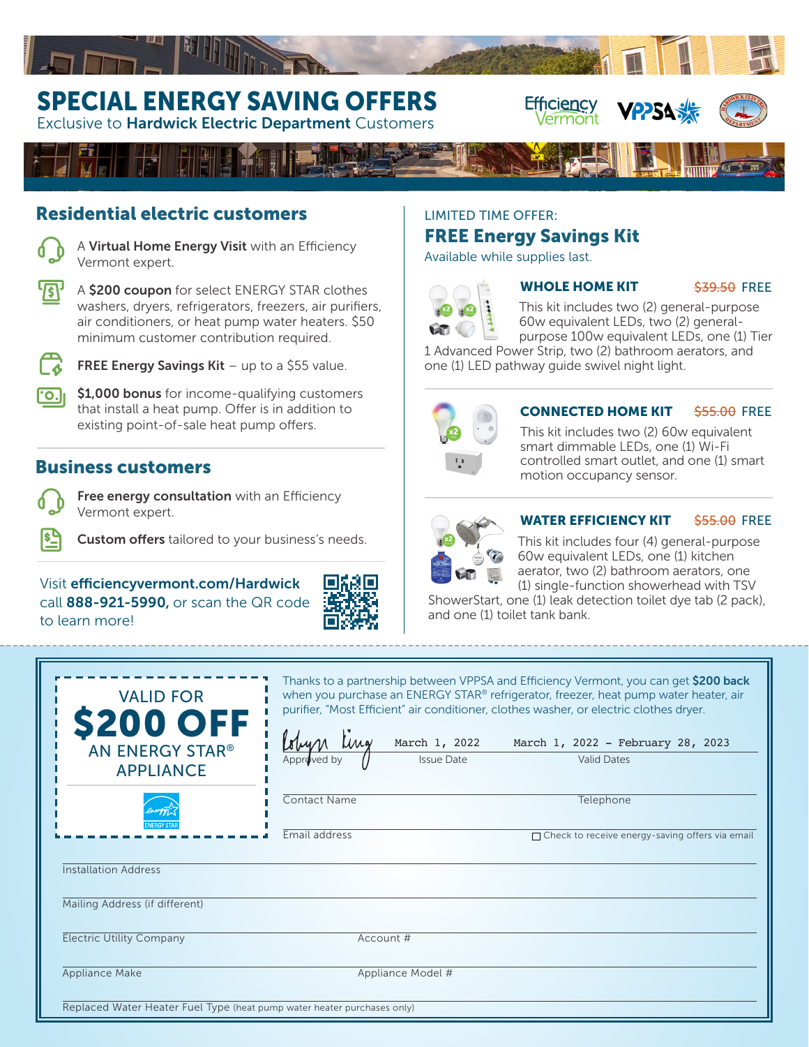# SPECIAL ENERGY SAVING OFFERS

Exclusive to **Hardwick Electric Department** Customers

## Residential electric customers

A **Virtual Home Energy Visit** with an Efficiency Vermont expert.

A **$200 coupon** for select ENERGY STAR clothes washers, dryers, refrigerators, freezers, air purifiers, air conditioners, or heat pump water heaters. $50 minimum customer contribution required.

**FREE Energy Savings Kit** – up to a $55 value.

**$1,000 bonus** for income-qualifying customers that install a heat pump. Offer is in addition to existing point-of-sale heat pump offers.

## Business customers

**Free energy consultation** with an Efficiency Vermont expert.

**Custom offers** tailored to your business's needs.

Visit **efficiencyvermont.com/Hardwick** call **888-921-5990,** or scan the QR code to learn more!

LIMITED TIME OFFER:

## FREE Energy Savings Kit

Available while supplies last.

### WHOLE HOME KIT ~~$39.50~~ FREE

This kit includes two (2) general-purpose 60w equivalent LEDs, two (2) general-purpose 100w equivalent LEDs, one (1) Tier 1 Advanced Power Strip, two (2) bathroom aerators, and one (1) LED pathway guide swivel night light.

### CONNECTED HOME KIT ~~$55.00~~ FREE

This kit includes two (2) 60w equivalent smart dimmable LEDs, one (1) Wi-Fi controlled smart outlet, and one (1) smart motion occupancy sensor.

### WATER EFFICIENCY KIT ~~$55.00~~ FREE

This kit includes four (4) general-purpose 60w equivalent LEDs, one (1) kitchen aerator, two (2) bathroom aerators, one (1) single-function showerhead with TSV ShowerStart, one (1) leak detection toilet dye tab (2 pack), and one (1) toilet tank bank.

---

VALID FOR

# $200 OFF

AN ENERGY STAR® APPLIANCE

Thanks to a partnership between VPPSA and Efficiency Vermont, you can get **$200 back** when you purchase an ENERGY STAR® refrigerator, freezer, heat pump water heater, air purifier, "Most Efficient" air conditioner, clothes washer, or electric clothes dryer.

| Approved by: [signature] | Issue Date: March 1, 2022 | Valid Dates: March 1, 2022 - February 28, 2023 |
|---|---|---|

Contact Name ____________ Telephone ____________

Email address ____________ ☐ Check to receive energy-saving offers via email

Installation Address ____________

Mailing Address (if different) ____________

Electric Utility Company ____________ Account # ____________

Appliance Make ____________ Appliance Model # ____________

Replaced Water Heater Fuel Type (heat pump water heater purchases only) ____________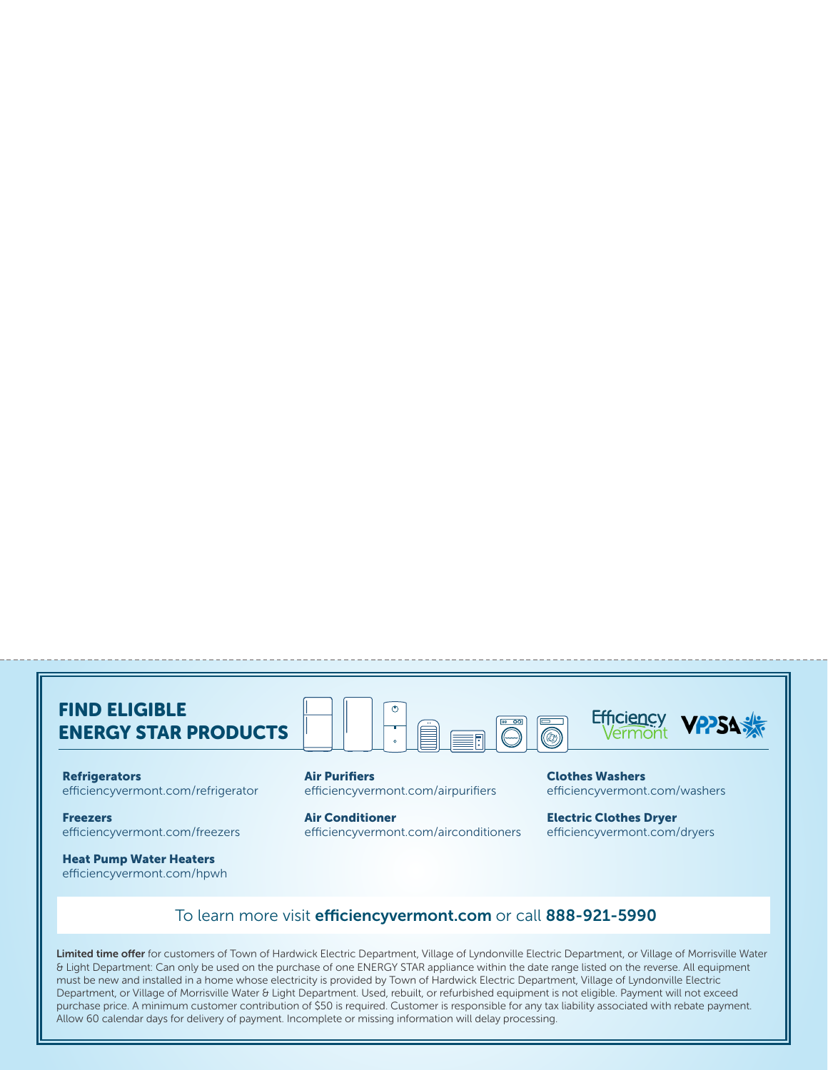## FIND ELIGIBLE ENERGY STAR PRODUCTS

**Refrigerators**
efficiencyvermont.com/refrigerator

**Freezers**
efficiencyvermont.com/freezers

**Heat Pump Water Heaters**
efficiencyvermont.com/hpwh

**Air Purifiers**
efficiencyvermont.com/airpurifiers

**Air Conditioner**
efficiencyvermont.com/airconditioners

**Clothes Washers**
efficiencyvermont.com/washers

**Electric Clothes Dryer**
efficiencyvermont.com/dryers

To learn more visit **efficiencyvermont.com** or call **888-921-5990**

**Limited time offer** for customers of Town of Hardwick Electric Department, Village of Lyndonville Electric Department, or Village of Morrisville Water & Light Department: Can only be used on the purchase of one ENERGY STAR appliance within the date range listed on the reverse. All equipment must be new and installed in a home whose electricity is provided by Town of Hardwick Electric Department, Village of Lyndonville Electric Department, or Village of Morrisville Water & Light Department. Used, rebuilt, or refurbished equipment is not eligible. Payment will not exceed purchase price. A minimum customer contribution of $50 is required. Customer is responsible for any tax liability associated with rebate payment. Allow 60 calendar days for delivery of payment. Incomplete or missing information will delay processing.